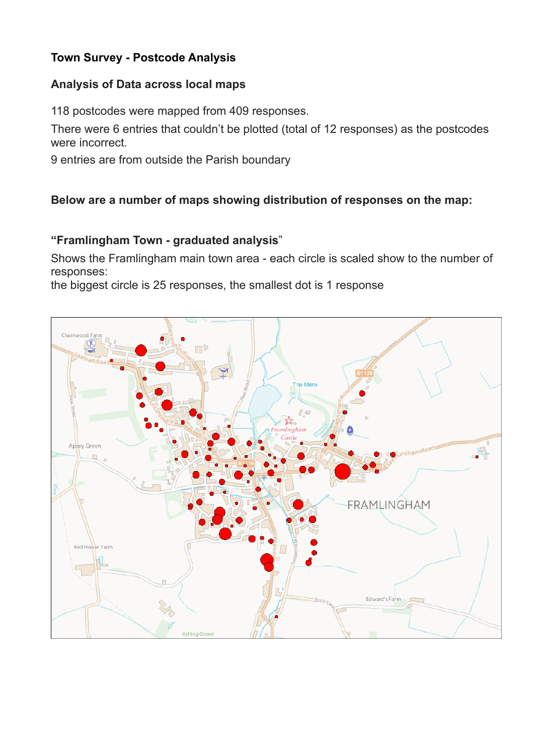**Town Survey - Postcode Analysis**

**Analysis of Data across local maps**

118 postcodes were mapped from 409 responses.

There were 6 entries that couldn't be plotted (total of 12 responses) as the postcodes were incorrect.

9 entries are from outside the Parish boundary

**Below are a number of maps showing distribution of responses on the map:**

**"Framlingham Town - graduated analysis"**

Shows the Framlingham main town area - each circle is scaled show to the number of responses:
the biggest circle is 25 responses, the smallest dot is 1 response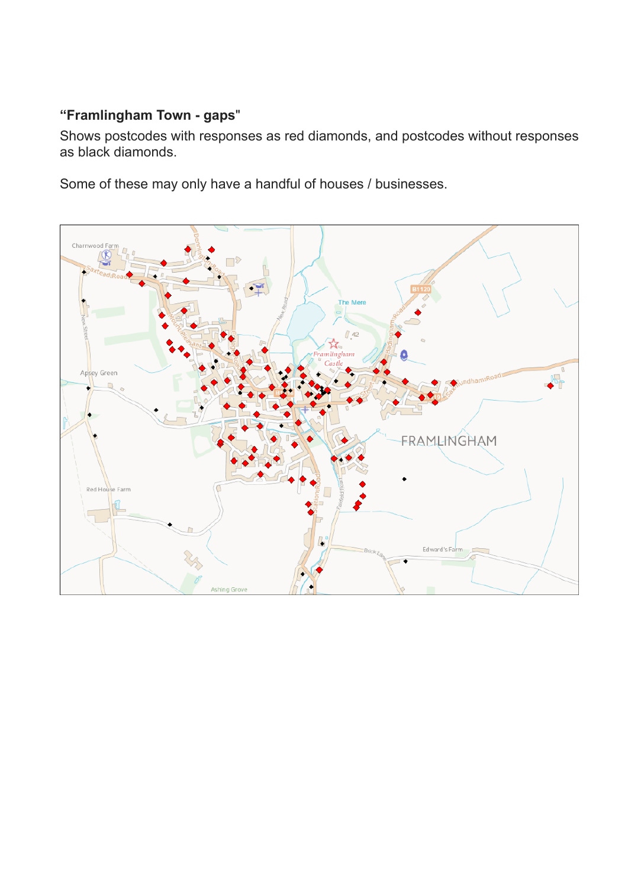**“Framlingham Town - gaps"**

Shows postcodes with responses as red diamonds, and postcodes without responses as black diamonds.

Some of these may only have a handful of houses / businesses.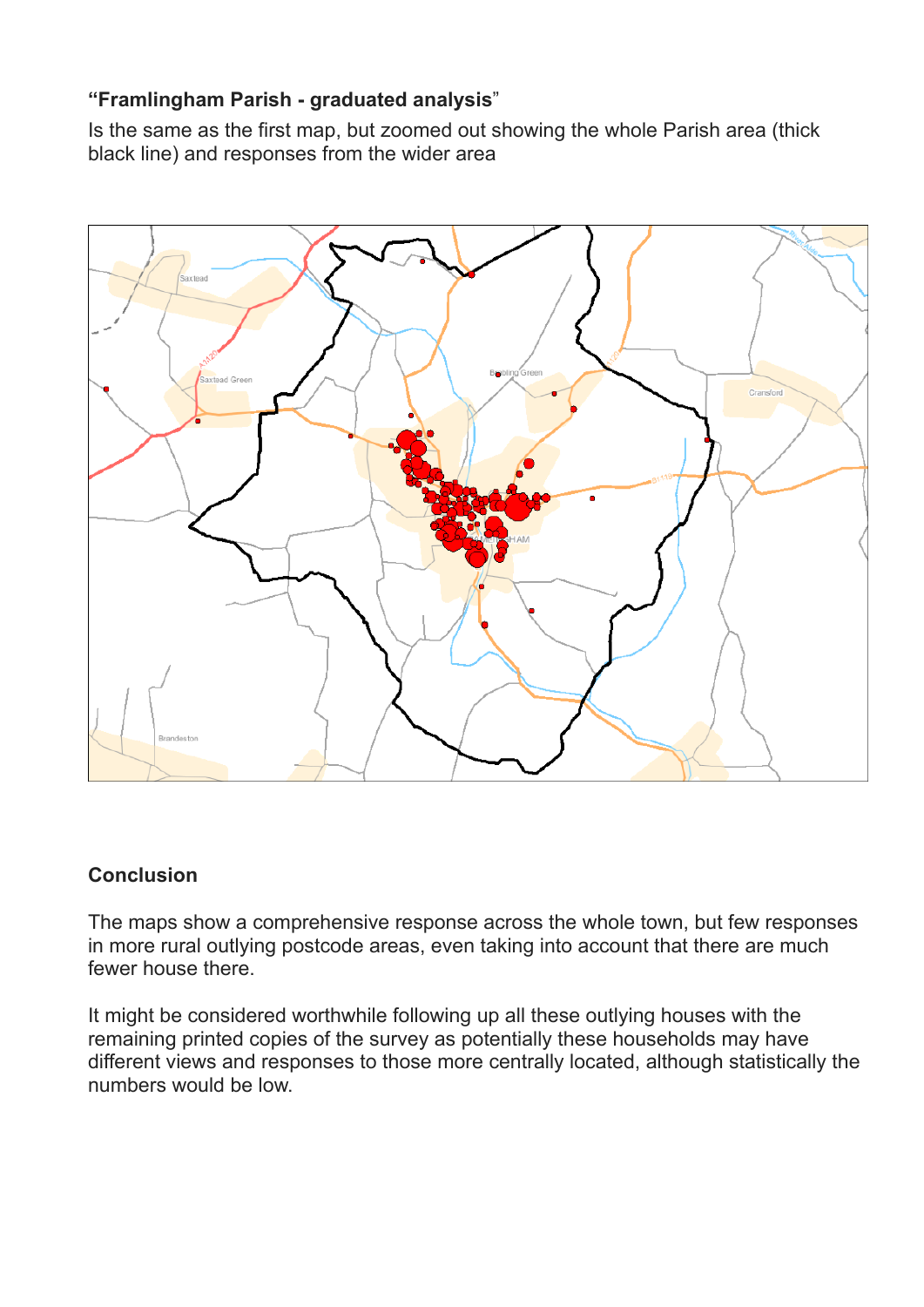**"Framlingham Parish - graduated analysis"**

Is the same as the first map, but zoomed out showing the whole Parish area (thick black line) and responses from the wider area

Saxtead
Saxtead Green
A1120
Badingham Green
Cransford
B1119
FRAMLINGHAM
Brandeston

## Conclusion

The maps show a comprehensive response across the whole town, but few responses in more rural outlying postcode areas, even taking into account that there are much fewer house there.

It might be considered worthwhile following up all these outlying houses with the remaining printed copies of the survey as potentially these households may have different views and responses to those more centrally located, although statistically the numbers would be low.